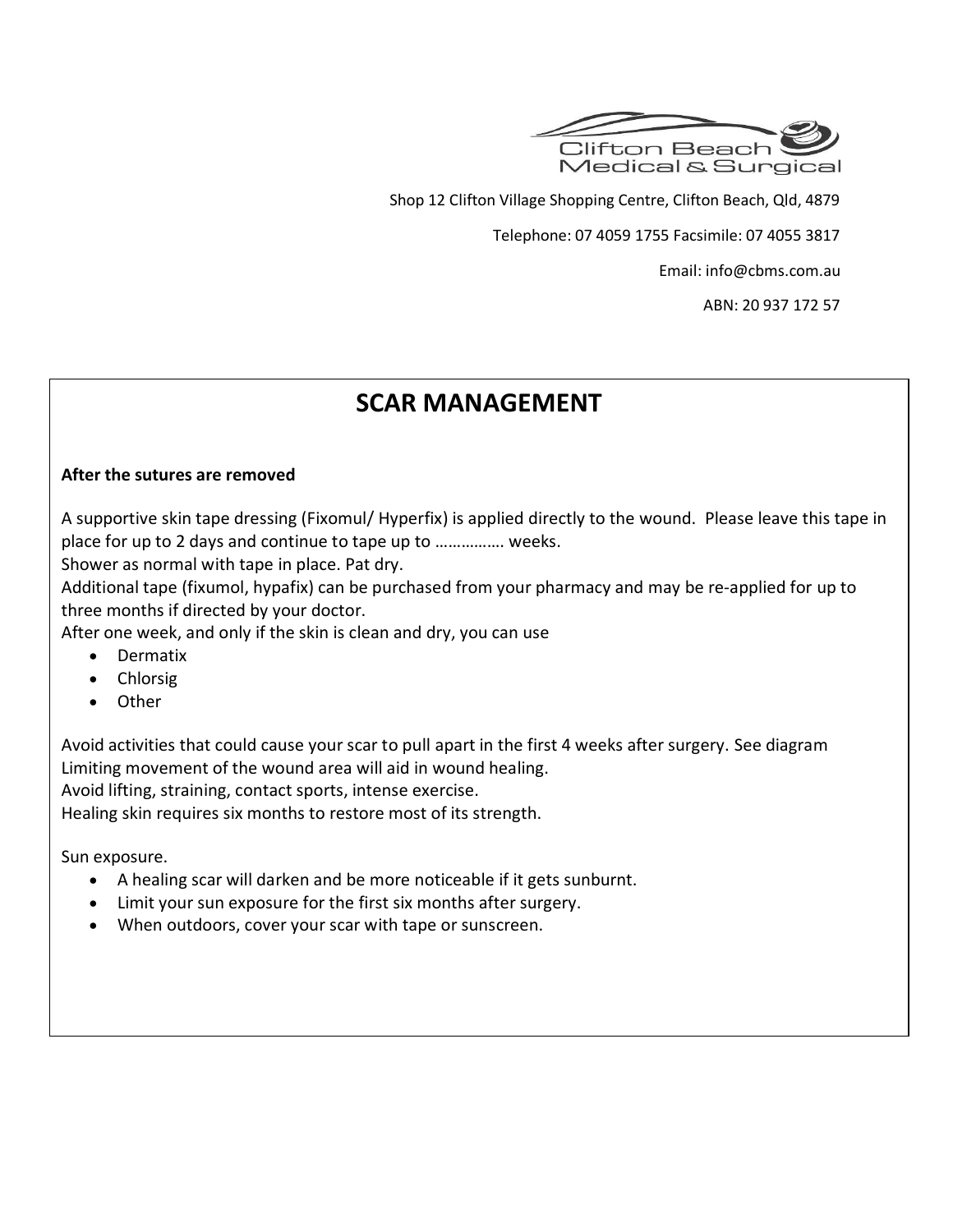Clifton Beach Medical & Surgical

Shop 12 Clifton Village Shopping Centre, Clifton Beach, Qld, 4879

Telephone: 07 4059 1755 Facsimile: 07 4055 3817

Email: info@cbms.com.au

ABN: 20 937 172 57

# SCAR MANAGEMENT

**After the sutures are removed**

A supportive skin tape dressing (Fixomul/ Hyperfix) is applied directly to the wound. Please leave this tape in place for up to 2 days and continue to tape up to ……………. weeks.

Shower as normal with tape in place. Pat dry.

Additional tape (fixumol, hypafix) can be purchased from your pharmacy and may be re-applied for up to three months if directed by your doctor.

After one week, and only if the skin is clean and dry, you can use

- Dermatix
- Chlorsig
- Other

Avoid activities that could cause your scar to pull apart in the first 4 weeks after surgery. See diagram

Limiting movement of the wound area will aid in wound healing.

Avoid lifting, straining, contact sports, intense exercise.

Healing skin requires six months to restore most of its strength.

Sun exposure.

- A healing scar will darken and be more noticeable if it gets sunburnt.
- Limit your sun exposure for the first six months after surgery.
- When outdoors, cover your scar with tape or sunscreen.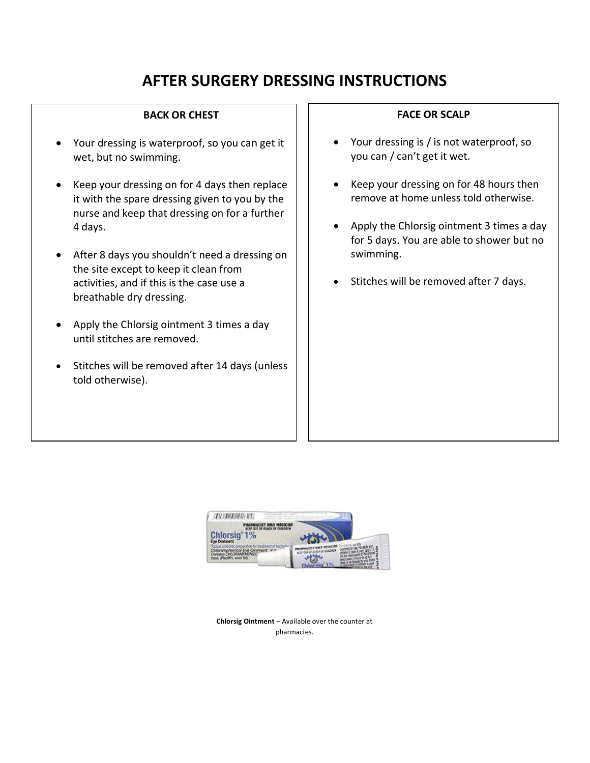# AFTER SURGERY DRESSING INSTRUCTIONS

## BACK OR CHEST

- Your dressing is waterproof, so you can get it wet, but no swimming.
- Keep your dressing on for 4 days then replace it with the spare dressing given to you by the nurse and keep that dressing on for a further 4 days.
- After 8 days you shouldn't need a dressing on the site except to keep it clean from activities, and if this is the case use a breathable dry dressing.
- Apply the Chlorsig ointment 3 times a day until stitches are removed.
- Stitches will be removed after 14 days (unless told otherwise).

## FACE OR SCALP

- Your dressing is / is not waterproof, so you can / can't get it wet.
- Keep your dressing on for 48 hours then remove at home unless told otherwise.
- Apply the Chlorsig ointment 3 times a day for 5 days. You are able to shower but no swimming.
- Stitches will be removed after 7 days.

**Chlorsig Ointment** – Available over the counter at pharmacies.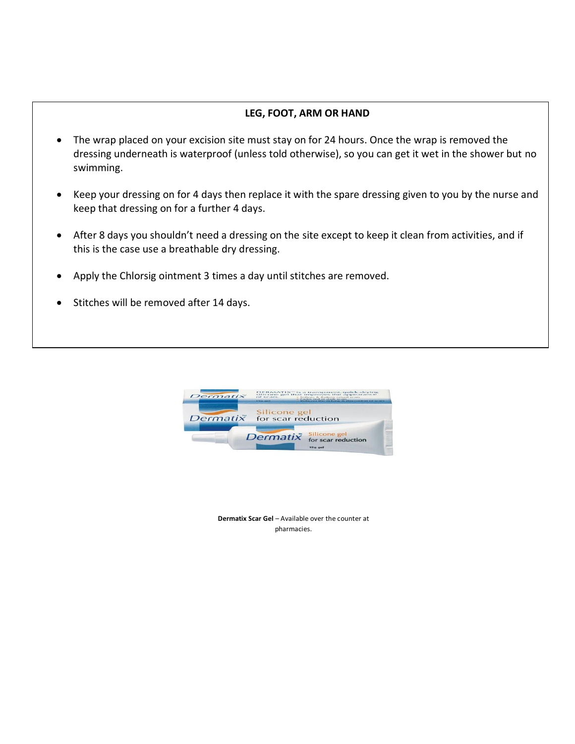## LEG, FOOT, ARM OR HAND

- The wrap placed on your excision site must stay on for 24 hours. Once the wrap is removed the dressing underneath is waterproof (unless told otherwise), so you can get it wet in the shower but no swimming.
- Keep your dressing on for 4 days then replace it with the spare dressing given to you by the nurse and keep that dressing on for a further 4 days.
- After 8 days you shouldn't need a dressing on the site except to keep it clean from activities, and if this is the case use a breathable dry dressing.
- Apply the Chlorsig ointment 3 times a day until stitches are removed.
- Stitches will be removed after 14 days.

**Dermatix Scar Gel** – Available over the counter at pharmacies.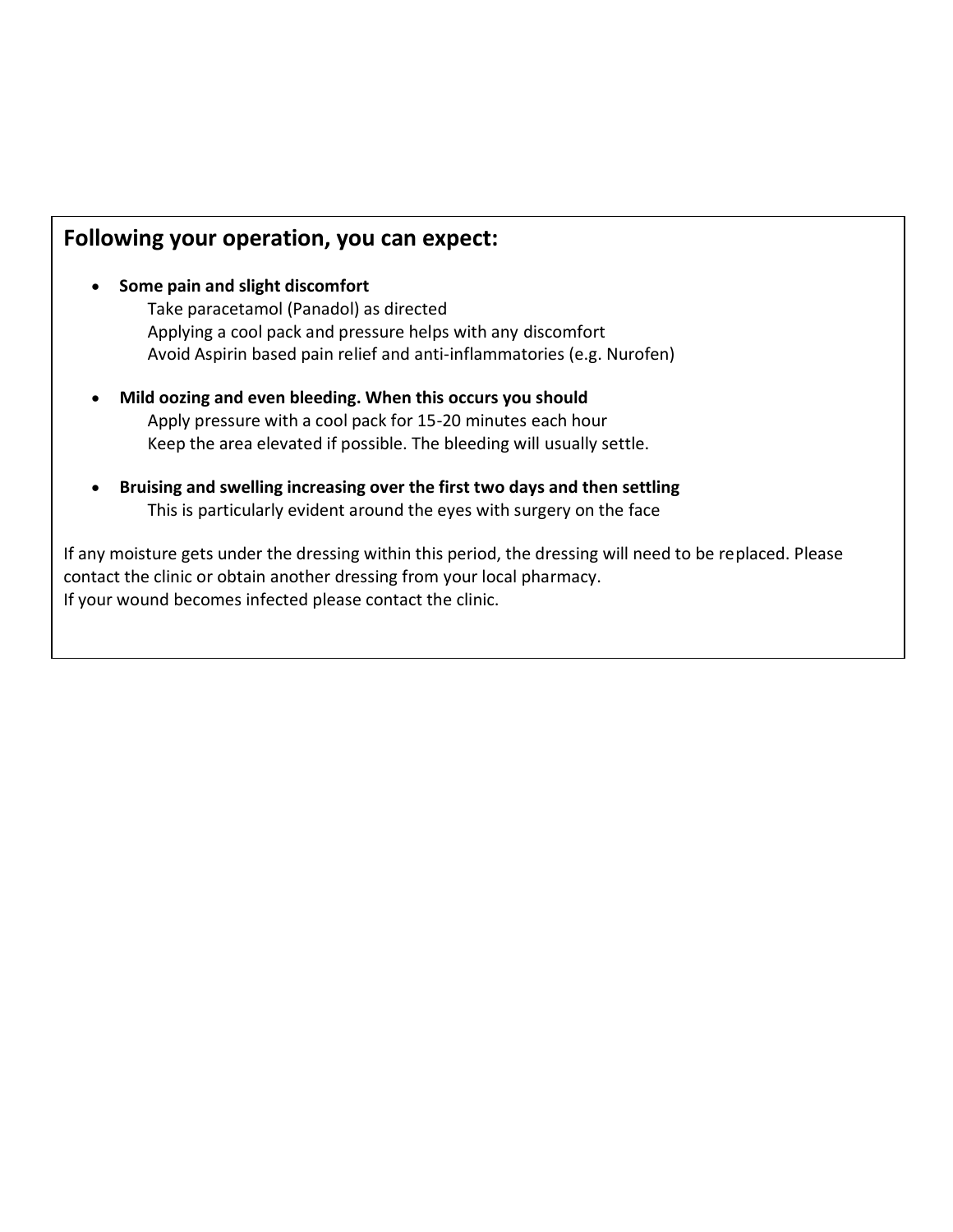## Following your operation, you can expect:

- **Some pain and slight discomfort**
  Take paracetamol (Panadol) as directed
  Applying a cool pack and pressure helps with any discomfort
  Avoid Aspirin based pain relief and anti-inflammatories (e.g. Nurofen)

- **Mild oozing and even bleeding. When this occurs you should**
  Apply pressure with a cool pack for 15-20 minutes each hour
  Keep the area elevated if possible. The bleeding will usually settle.

- **Bruising and swelling increasing over the first two days and then settling**
  This is particularly evident around the eyes with surgery on the face

If any moisture gets under the dressing within this period, the dressing will need to be replaced. Please contact the clinic or obtain another dressing from your local pharmacy.
If your wound becomes infected please contact the clinic.